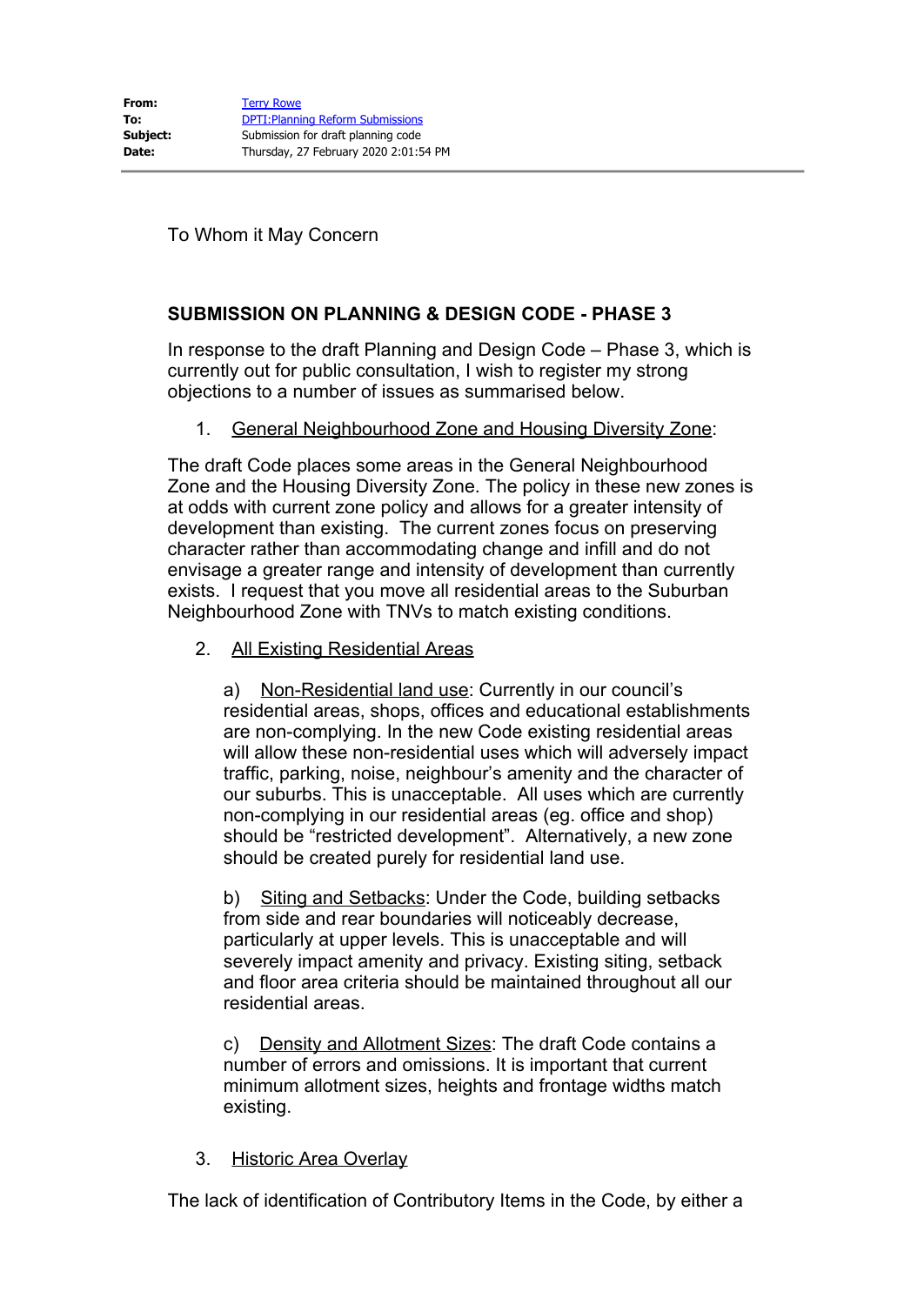| | |
|---|---|
| **From:** | Terry Rowe |
| **To:** | DPTI:Planning Reform Submissions |
| **Subject:** | Submission for draft planning code |
| **Date:** | Thursday, 27 February 2020 2:01:54 PM |

To Whom it May Concern

**SUBMISSION ON PLANNING & DESIGN CODE - PHASE 3**

In response to the draft Planning and Design Code – Phase 3, which is currently out for public consultation, I wish to register my strong objections to a number of issues as summarised below.

1. General Neighbourhood Zone and Housing Diversity Zone:

The draft Code places some areas in the General Neighbourhood Zone and the Housing Diversity Zone. The policy in these new zones is at odds with current zone policy and allows for a greater intensity of development than existing. The current zones focus on preserving character rather than accommodating change and infill and do not envisage a greater range and intensity of development than currently exists. I request that you move all residential areas to the Suburban Neighbourhood Zone with TNVs to match existing conditions.

2. All Existing Residential Areas

   a) Non-Residential land use: Currently in our council's residential areas, shops, offices and educational establishments are non-complying. In the new Code existing residential areas will allow these non-residential uses which will adversely impact traffic, parking, noise, neighbour's amenity and the character of our suburbs. This is unacceptable. All uses which are currently non-complying in our residential areas (eg. office and shop) should be "restricted development". Alternatively, a new zone should be created purely for residential land use.

   b) Siting and Setbacks: Under the Code, building setbacks from side and rear boundaries will noticeably decrease, particularly at upper levels. This is unacceptable and will severely impact amenity and privacy. Existing siting, setback and floor area criteria should be maintained throughout all our residential areas.

   c) Density and Allotment Sizes: The draft Code contains a number of errors and omissions. It is important that current minimum allotment sizes, heights and frontage widths match existing.

3. Historic Area Overlay

The lack of identification of Contributory Items in the Code, by either a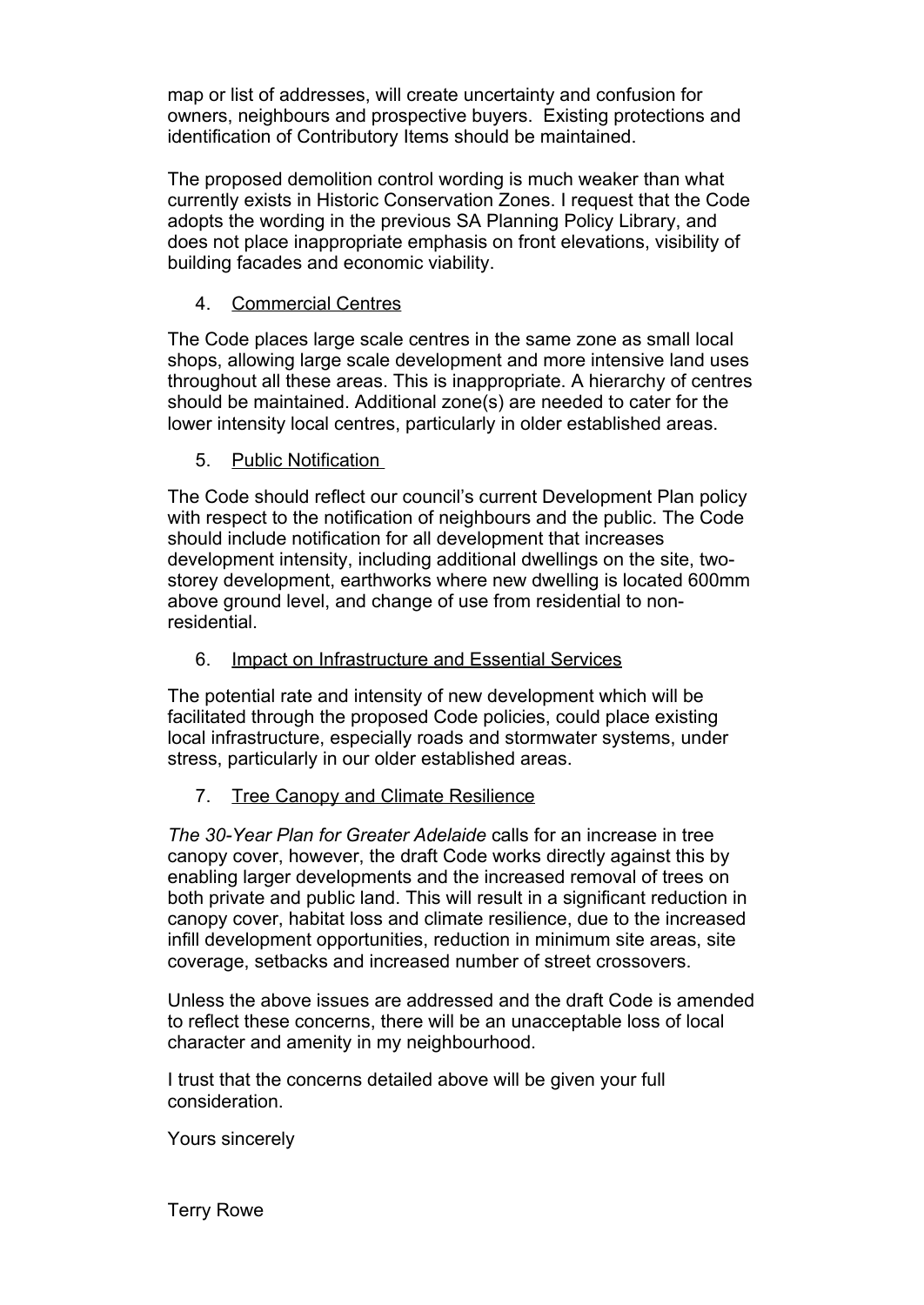map or list of addresses, will create uncertainty and confusion for owners, neighbours and prospective buyers. Existing protections and identification of Contributory Items should be maintained.

The proposed demolition control wording is much weaker than what currently exists in Historic Conservation Zones. I request that the Code adopts the wording in the previous SA Planning Policy Library, and does not place inappropriate emphasis on front elevations, visibility of building facades and economic viability.

4. <u>Commercial Centres</u>

The Code places large scale centres in the same zone as small local shops, allowing large scale development and more intensive land uses throughout all these areas. This is inappropriate. A hierarchy of centres should be maintained. Additional zone(s) are needed to cater for the lower intensity local centres, particularly in older established areas.

5. <u>Public Notification</u>

The Code should reflect our council's current Development Plan policy with respect to the notification of neighbours and the public. The Code should include notification for all development that increases development intensity, including additional dwellings on the site, two-storey development, earthworks where new dwelling is located 600mm above ground level, and change of use from residential to non-residential.

6. <u>Impact on Infrastructure and Essential Services</u>

The potential rate and intensity of new development which will be facilitated through the proposed Code policies, could place existing local infrastructure, especially roads and stormwater systems, under stress, particularly in our older established areas.

7. <u>Tree Canopy and Climate Resilience</u>

*The 30-Year Plan for Greater Adelaide* calls for an increase in tree canopy cover, however, the draft Code works directly against this by enabling larger developments and the increased removal of trees on both private and public land. This will result in a significant reduction in canopy cover, habitat loss and climate resilience, due to the increased infill development opportunities, reduction in minimum site areas, site coverage, setbacks and increased number of street crossovers.

Unless the above issues are addressed and the draft Code is amended to reflect these concerns, there will be an unacceptable loss of local character and amenity in my neighbourhood.

I trust that the concerns detailed above will be given your full consideration.

Yours sincerely

Terry Rowe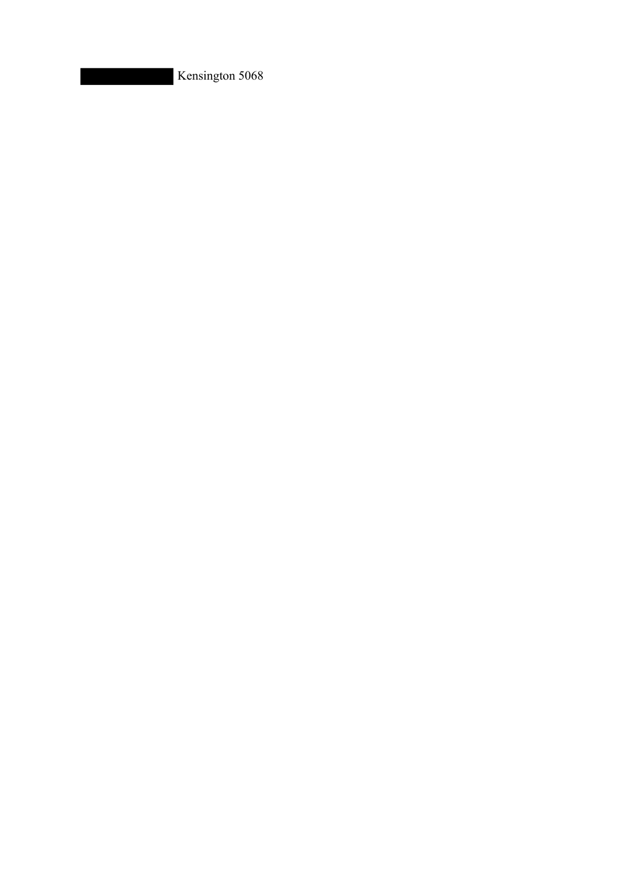Kensington 5068